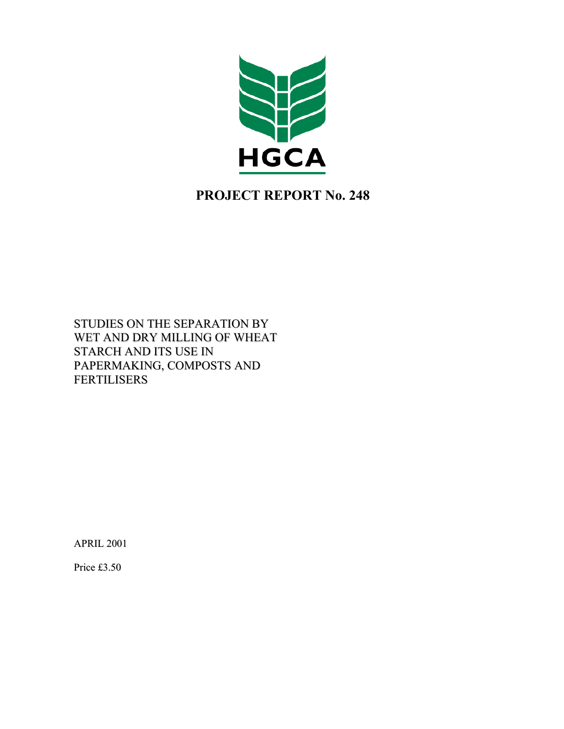HGCA

# PROJECT REPORT No. 248

STUDIES ON THE SEPARATION BY WET AND DRY MILLING OF WHEAT STARCH AND ITS USE IN PAPERMAKING, COMPOSTS AND FERTILISERS

APRIL 2001

Price £3.50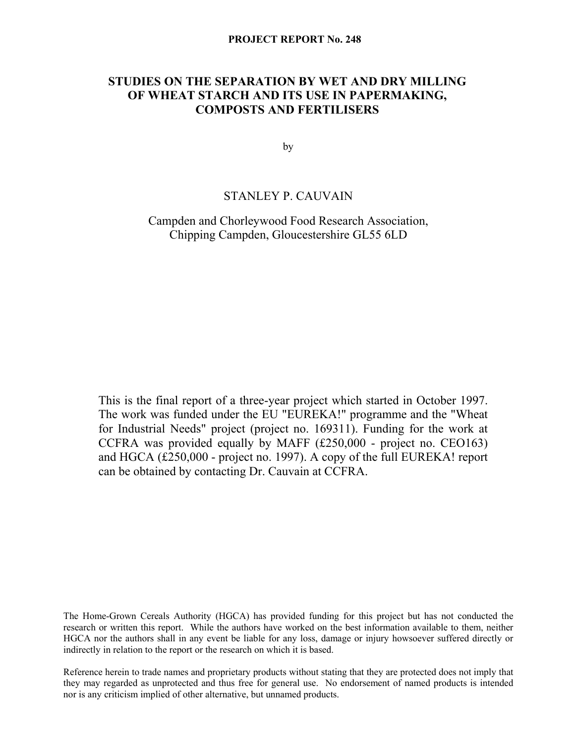PROJECT REPORT No. 248

# STUDIES ON THE SEPARATION BY WET AND DRY MILLING OF WHEAT STARCH AND ITS USE IN PAPERMAKING, COMPOSTS AND FERTILISERS

by

STANLEY P. CAUVAIN

Campden and Chorleywood Food Research Association,
Chipping Campden, Gloucestershire GL55 6LD

This is the final report of a three-year project which started in October 1997. The work was funded under the EU "EUREKA!" programme and the "Wheat for Industrial Needs" project (project no. 169311). Funding for the work at CCFRA was provided equally by MAFF (£250,000 - project no. CEO163) and HGCA (£250,000 - project no. 1997). A copy of the full EUREKA! report can be obtained by contacting Dr. Cauvain at CCFRA.

The Home-Grown Cereals Authority (HGCA) has provided funding for this project but has not conducted the research or written this report. While the authors have worked on the best information available to them, neither HGCA nor the authors shall in any event be liable for any loss, damage or injury howsoever suffered directly or indirectly in relation to the report or the research on which it is based.

Reference herein to trade names and proprietary products without stating that they are protected does not imply that they may regarded as unprotected and thus free for general use. No endorsement of named products is intended nor is any criticism implied of other alternative, but unnamed products.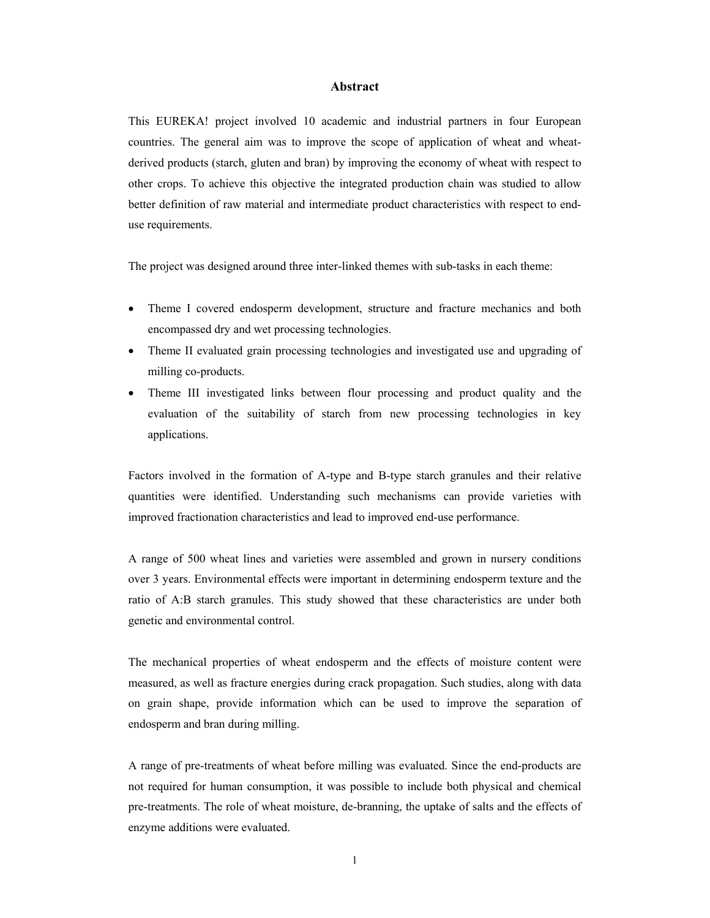# Abstract

This EUREKA! project involved 10 academic and industrial partners in four European countries. The general aim was to improve the scope of application of wheat and wheat-derived products (starch, gluten and bran) by improving the economy of wheat with respect to other crops. To achieve this objective the integrated production chain was studied to allow better definition of raw material and intermediate product characteristics with respect to end-use requirements.

The project was designed around three inter-linked themes with sub-tasks in each theme:

- Theme I covered endosperm development, structure and fracture mechanics and both encompassed dry and wet processing technologies.
- Theme II evaluated grain processing technologies and investigated use and upgrading of milling co-products.
- Theme III investigated links between flour processing and product quality and the evaluation of the suitability of starch from new processing technologies in key applications.

Factors involved in the formation of A-type and B-type starch granules and their relative quantities were identified. Understanding such mechanisms can provide varieties with improved fractionation characteristics and lead to improved end-use performance.

A range of 500 wheat lines and varieties were assembled and grown in nursery conditions over 3 years. Environmental effects were important in determining endosperm texture and the ratio of A:B starch granules. This study showed that these characteristics are under both genetic and environmental control.

The mechanical properties of wheat endosperm and the effects of moisture content were measured, as well as fracture energies during crack propagation. Such studies, along with data on grain shape, provide information which can be used to improve the separation of endosperm and bran during milling.

A range of pre-treatments of wheat before milling was evaluated. Since the end-products are not required for human consumption, it was possible to include both physical and chemical pre-treatments. The role of wheat moisture, de-branning, the uptake of salts and the effects of enzyme additions were evaluated.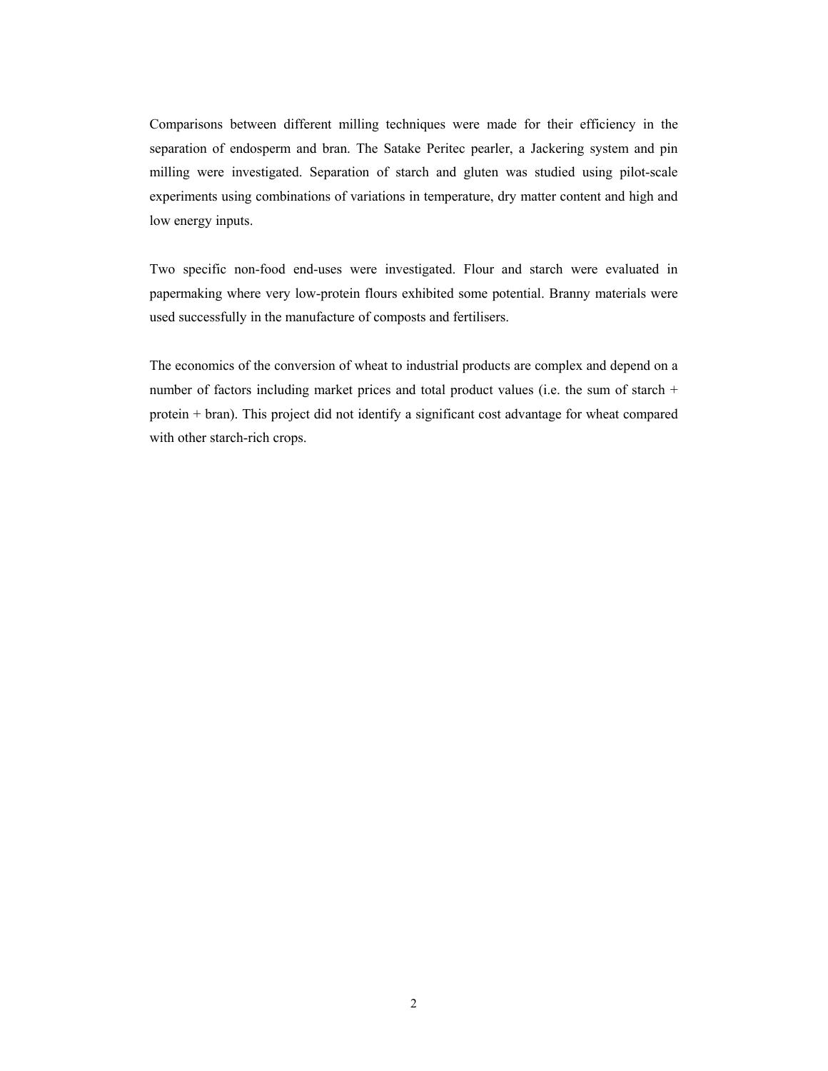Comparisons between different milling techniques were made for their efficiency in the separation of endosperm and bran. The Satake Peritec pearler, a Jackering system and pin milling were investigated. Separation of starch and gluten was studied using pilot-scale experiments using combinations of variations in temperature, dry matter content and high and low energy inputs.

Two specific non-food end-uses were investigated. Flour and starch were evaluated in papermaking where very low-protein flours exhibited some potential. Branny materials were used successfully in the manufacture of composts and fertilisers.

The economics of the conversion of wheat to industrial products are complex and depend on a number of factors including market prices and total product values (i.e. the sum of starch + protein + bran). This project did not identify a significant cost advantage for wheat compared with other starch-rich crops.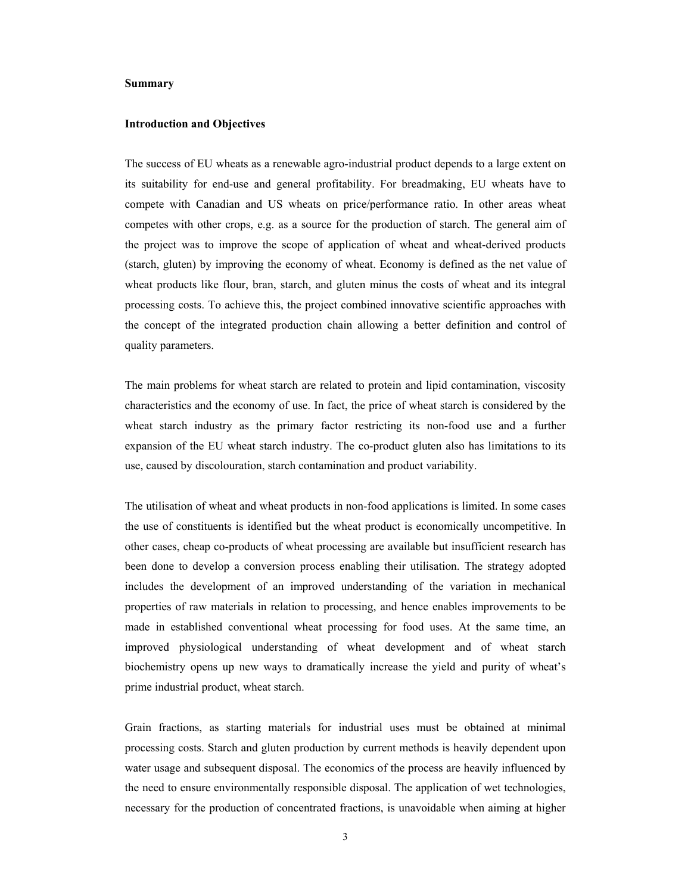## Summary

### Introduction and Objectives

The success of EU wheats as a renewable agro-industrial product depends to a large extent on its suitability for end-use and general profitability. For breadmaking, EU wheats have to compete with Canadian and US wheats on price/performance ratio. In other areas wheat competes with other crops, e.g. as a source for the production of starch. The general aim of the project was to improve the scope of application of wheat and wheat-derived products (starch, gluten) by improving the economy of wheat. Economy is defined as the net value of wheat products like flour, bran, starch, and gluten minus the costs of wheat and its integral processing costs. To achieve this, the project combined innovative scientific approaches with the concept of the integrated production chain allowing a better definition and control of quality parameters.

The main problems for wheat starch are related to protein and lipid contamination, viscosity characteristics and the economy of use. In fact, the price of wheat starch is considered by the wheat starch industry as the primary factor restricting its non-food use and a further expansion of the EU wheat starch industry. The co-product gluten also has limitations to its use, caused by discolouration, starch contamination and product variability.

The utilisation of wheat and wheat products in non-food applications is limited. In some cases the use of constituents is identified but the wheat product is economically uncompetitive. In other cases, cheap co-products of wheat processing are available but insufficient research has been done to develop a conversion process enabling their utilisation. The strategy adopted includes the development of an improved understanding of the variation in mechanical properties of raw materials in relation to processing, and hence enables improvements to be made in established conventional wheat processing for food uses. At the same time, an improved physiological understanding of wheat development and of wheat starch biochemistry opens up new ways to dramatically increase the yield and purity of wheat's prime industrial product, wheat starch.

Grain fractions, as starting materials for industrial uses must be obtained at minimal processing costs. Starch and gluten production by current methods is heavily dependent upon water usage and subsequent disposal. The economics of the process are heavily influenced by the need to ensure environmentally responsible disposal. The application of wet technologies, necessary for the production of concentrated fractions, is unavoidable when aiming at higher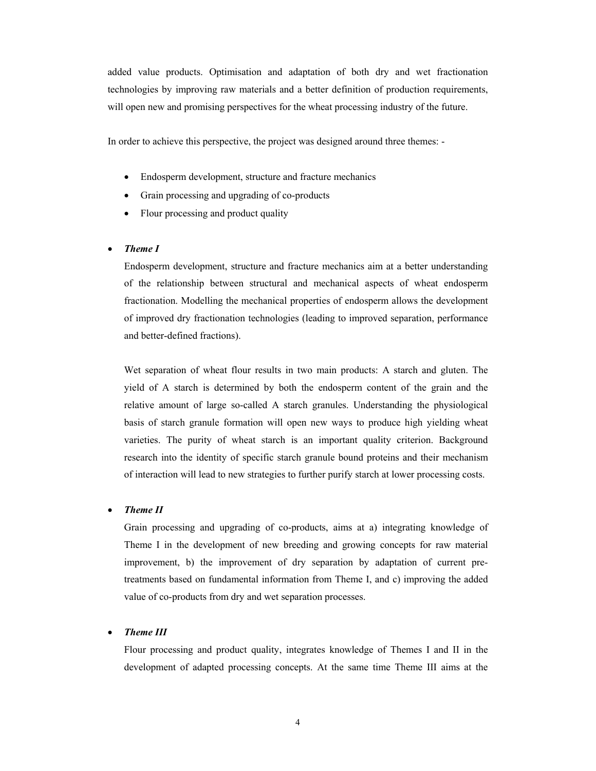added value products. Optimisation and adaptation of both dry and wet fractionation technologies by improving raw materials and a better definition of production requirements, will open new and promising perspectives for the wheat processing industry of the future.

In order to achieve this perspective, the project was designed around three themes: -

- Endosperm development, structure and fracture mechanics
- Grain processing and upgrading of co-products
- Flour processing and product quality

- ***Theme I***

  Endosperm development, structure and fracture mechanics aim at a better understanding of the relationship between structural and mechanical aspects of wheat endosperm fractionation. Modelling the mechanical properties of endosperm allows the development of improved dry fractionation technologies (leading to improved separation, performance and better-defined fractions).

  Wet separation of wheat flour results in two main products: A starch and gluten. The yield of A starch is determined by both the endosperm content of the grain and the relative amount of large so-called A starch granules. Understanding the physiological basis of starch granule formation will open new ways to produce high yielding wheat varieties. The purity of wheat starch is an important quality criterion. Background research into the identity of specific starch granule bound proteins and their mechanism of interaction will lead to new strategies to further purify starch at lower processing costs.

- ***Theme II***

  Grain processing and upgrading of co-products, aims at a) integrating knowledge of Theme I in the development of new breeding and growing concepts for raw material improvement, b) the improvement of dry separation by adaptation of current pre-treatments based on fundamental information from Theme I, and c) improving the added value of co-products from dry and wet separation processes.

- ***Theme III***

  Flour processing and product quality, integrates knowledge of Themes I and II in the development of adapted processing concepts. At the same time Theme III aims at the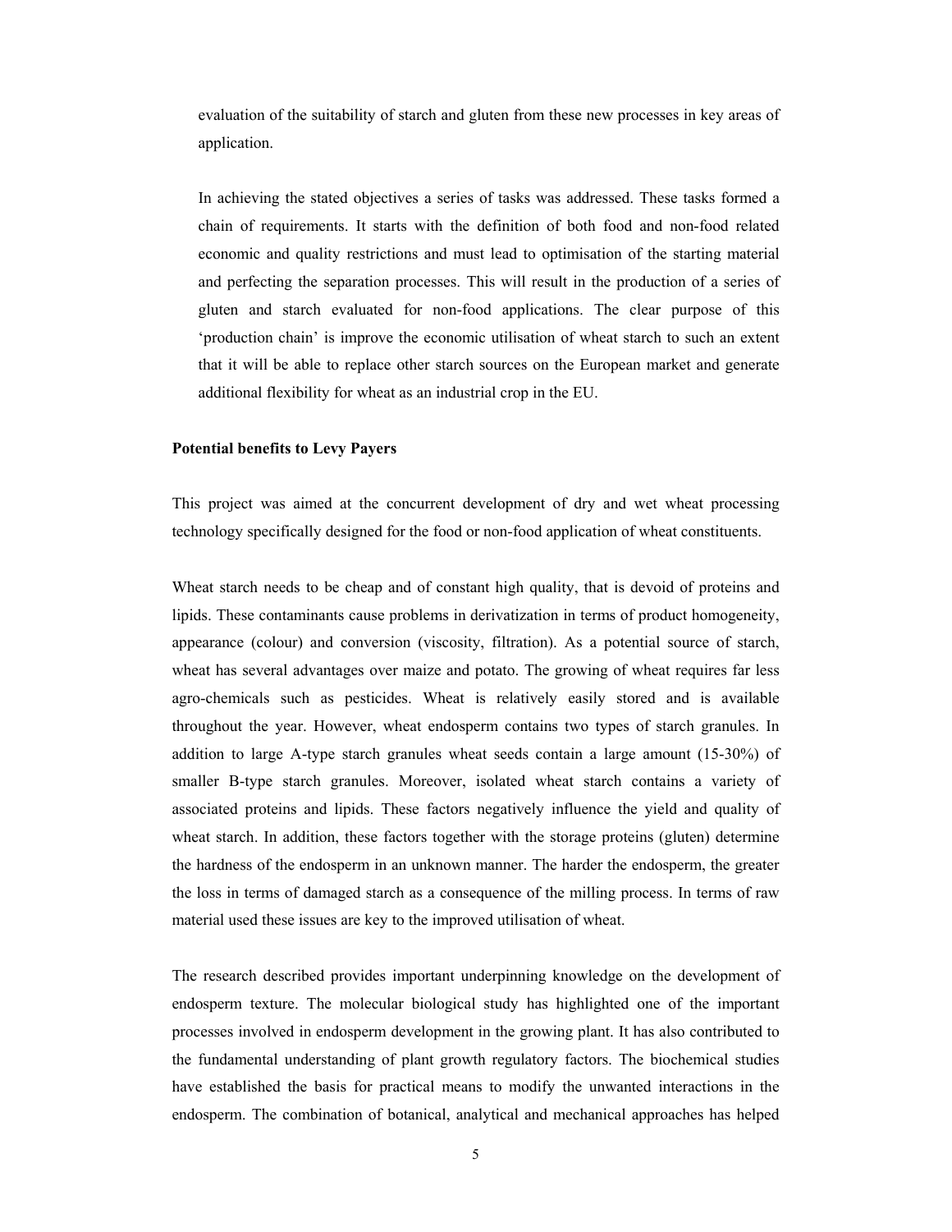evaluation of the suitability of starch and gluten from these new processes in key areas of application.

In achieving the stated objectives a series of tasks was addressed. These tasks formed a chain of requirements. It starts with the definition of both food and non-food related economic and quality restrictions and must lead to optimisation of the starting material and perfecting the separation processes. This will result in the production of a series of gluten and starch evaluated for non-food applications. The clear purpose of this 'production chain' is improve the economic utilisation of wheat starch to such an extent that it will be able to replace other starch sources on the European market and generate additional flexibility for wheat as an industrial crop in the EU.

**Potential benefits to Levy Payers**

This project was aimed at the concurrent development of dry and wet wheat processing technology specifically designed for the food or non-food application of wheat constituents.

Wheat starch needs to be cheap and of constant high quality, that is devoid of proteins and lipids. These contaminants cause problems in derivatization in terms of product homogeneity, appearance (colour) and conversion (viscosity, filtration). As a potential source of starch, wheat has several advantages over maize and potato. The growing of wheat requires far less agro-chemicals such as pesticides. Wheat is relatively easily stored and is available throughout the year. However, wheat endosperm contains two types of starch granules. In addition to large A-type starch granules wheat seeds contain a large amount (15-30%) of smaller B-type starch granules. Moreover, isolated wheat starch contains a variety of associated proteins and lipids. These factors negatively influence the yield and quality of wheat starch. In addition, these factors together with the storage proteins (gluten) determine the hardness of the endosperm in an unknown manner. The harder the endosperm, the greater the loss in terms of damaged starch as a consequence of the milling process. In terms of raw material used these issues are key to the improved utilisation of wheat.

The research described provides important underpinning knowledge on the development of endosperm texture. The molecular biological study has highlighted one of the important processes involved in endosperm development in the growing plant. It has also contributed to the fundamental understanding of plant growth regulatory factors. The biochemical studies have established the basis for practical means to modify the unwanted interactions in the endosperm. The combination of botanical, analytical and mechanical approaches has helped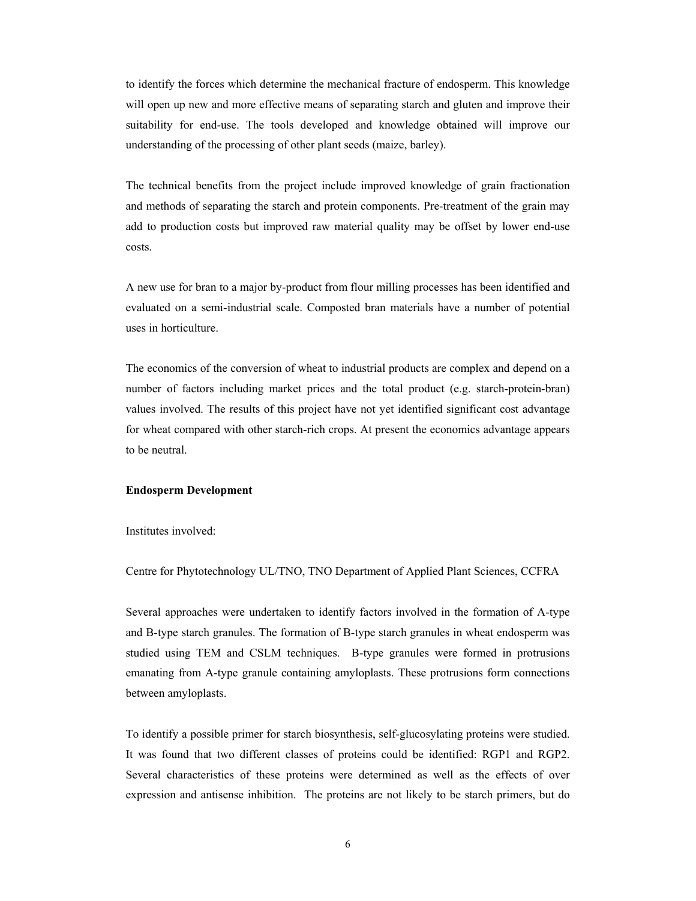to identify the forces which determine the mechanical fracture of endosperm. This knowledge will open up new and more effective means of separating starch and gluten and improve their suitability for end-use. The tools developed and knowledge obtained will improve our understanding of the processing of other plant seeds (maize, barley).

The technical benefits from the project include improved knowledge of grain fractionation and methods of separating the starch and protein components. Pre-treatment of the grain may add to production costs but improved raw material quality may be offset by lower end-use costs.

A new use for bran to a major by-product from flour milling processes has been identified and evaluated on a semi-industrial scale. Composted bran materials have a number of potential uses in horticulture.

The economics of the conversion of wheat to industrial products are complex and depend on a number of factors including market prices and the total product (e.g. starch-protein-bran) values involved. The results of this project have not yet identified significant cost advantage for wheat compared with other starch-rich crops. At present the economics advantage appears to be neutral.

**Endosperm Development**

Institutes involved:

Centre for Phytotechnology UL/TNO, TNO Department of Applied Plant Sciences, CCFRA

Several approaches were undertaken to identify factors involved in the formation of A-type and B-type starch granules. The formation of B-type starch granules in wheat endosperm was studied using TEM and CSLM techniques. B-type granules were formed in protrusions emanating from A-type granule containing amyloplasts. These protrusions form connections between amyloplasts.

To identify a possible primer for starch biosynthesis, self-glucosylating proteins were studied. It was found that two different classes of proteins could be identified: RGP1 and RGP2. Several characteristics of these proteins were determined as well as the effects of over expression and antisense inhibition. The proteins are not likely to be starch primers, but do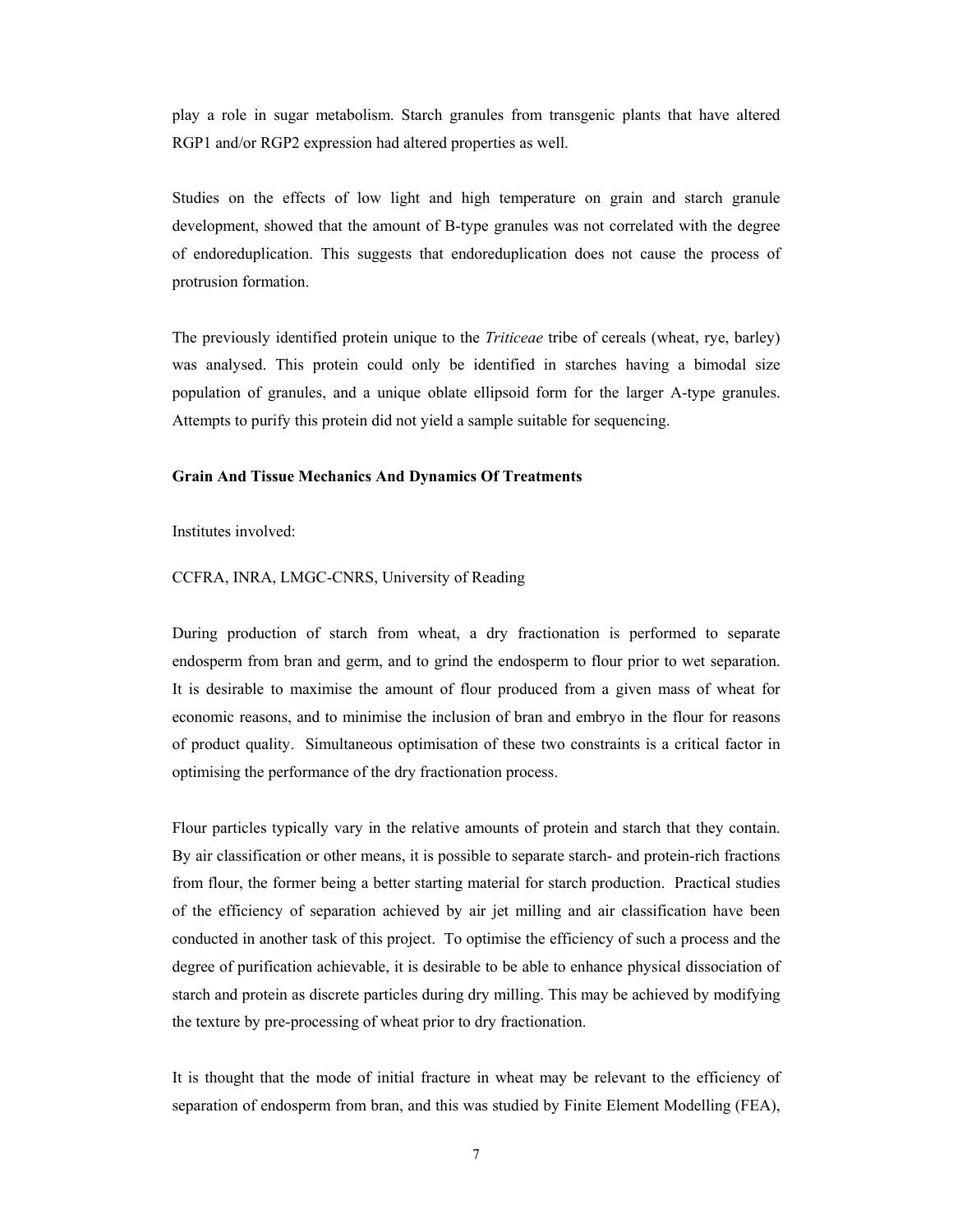play a role in sugar metabolism. Starch granules from transgenic plants that have altered RGP1 and/or RGP2 expression had altered properties as well.

Studies on the effects of low light and high temperature on grain and starch granule development, showed that the amount of B-type granules was not correlated with the degree of endoreduplication. This suggests that endoreduplication does not cause the process of protrusion formation.

The previously identified protein unique to the *Triticeae* tribe of cereals (wheat, rye, barley) was analysed. This protein could only be identified in starches having a bimodal size population of granules, and a unique oblate ellipsoid form for the larger A-type granules. Attempts to purify this protein did not yield a sample suitable for sequencing.

**Grain And Tissue Mechanics And Dynamics Of Treatments**

Institutes involved:

CCFRA, INRA, LMGC-CNRS, University of Reading

During production of starch from wheat, a dry fractionation is performed to separate endosperm from bran and germ, and to grind the endosperm to flour prior to wet separation. It is desirable to maximise the amount of flour produced from a given mass of wheat for economic reasons, and to minimise the inclusion of bran and embryo in the flour for reasons of product quality. Simultaneous optimisation of these two constraints is a critical factor in optimising the performance of the dry fractionation process.

Flour particles typically vary in the relative amounts of protein and starch that they contain. By air classification or other means, it is possible to separate starch- and protein-rich fractions from flour, the former being a better starting material for starch production. Practical studies of the efficiency of separation achieved by air jet milling and air classification have been conducted in another task of this project. To optimise the efficiency of such a process and the degree of purification achievable, it is desirable to be able to enhance physical dissociation of starch and protein as discrete particles during dry milling. This may be achieved by modifying the texture by pre-processing of wheat prior to dry fractionation.

It is thought that the mode of initial fracture in wheat may be relevant to the efficiency of separation of endosperm from bran, and this was studied by Finite Element Modelling (FEA),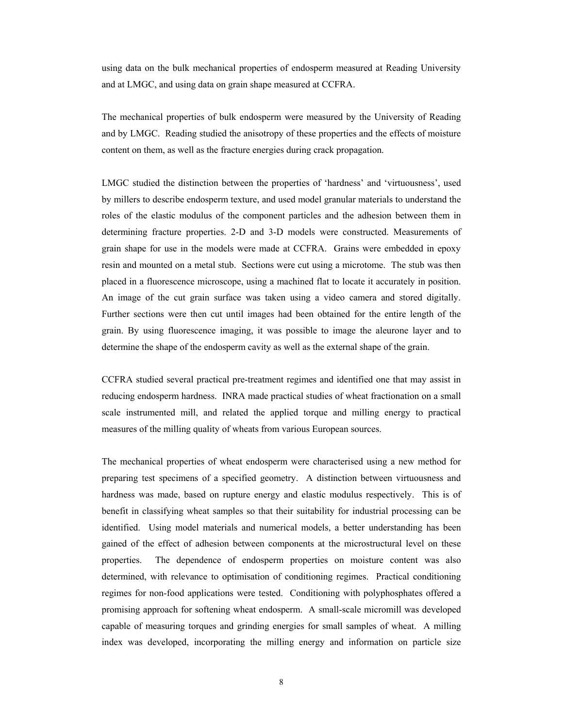using data on the bulk mechanical properties of endosperm measured at Reading University and at LMGC, and using data on grain shape measured at CCFRA.

The mechanical properties of bulk endosperm were measured by the University of Reading and by LMGC. Reading studied the anisotropy of these properties and the effects of moisture content on them, as well as the fracture energies during crack propagation.

LMGC studied the distinction between the properties of 'hardness' and 'virtuousness', used by millers to describe endosperm texture, and used model granular materials to understand the roles of the elastic modulus of the component particles and the adhesion between them in determining fracture properties. 2-D and 3-D models were constructed. Measurements of grain shape for use in the models were made at CCFRA. Grains were embedded in epoxy resin and mounted on a metal stub. Sections were cut using a microtome. The stub was then placed in a fluorescence microscope, using a machined flat to locate it accurately in position. An image of the cut grain surface was taken using a video camera and stored digitally. Further sections were then cut until images had been obtained for the entire length of the grain. By using fluorescence imaging, it was possible to image the aleurone layer and to determine the shape of the endosperm cavity as well as the external shape of the grain.

CCFRA studied several practical pre-treatment regimes and identified one that may assist in reducing endosperm hardness. INRA made practical studies of wheat fractionation on a small scale instrumented mill, and related the applied torque and milling energy to practical measures of the milling quality of wheats from various European sources.

The mechanical properties of wheat endosperm were characterised using a new method for preparing test specimens of a specified geometry. A distinction between virtuousness and hardness was made, based on rupture energy and elastic modulus respectively. This is of benefit in classifying wheat samples so that their suitability for industrial processing can be identified. Using model materials and numerical models, a better understanding has been gained of the effect of adhesion between components at the microstructural level on these properties. The dependence of endosperm properties on moisture content was also determined, with relevance to optimisation of conditioning regimes. Practical conditioning regimes for non-food applications were tested. Conditioning with polyphosphates offered a promising approach for softening wheat endosperm. A small-scale micromill was developed capable of measuring torques and grinding energies for small samples of wheat. A milling index was developed, incorporating the milling energy and information on particle size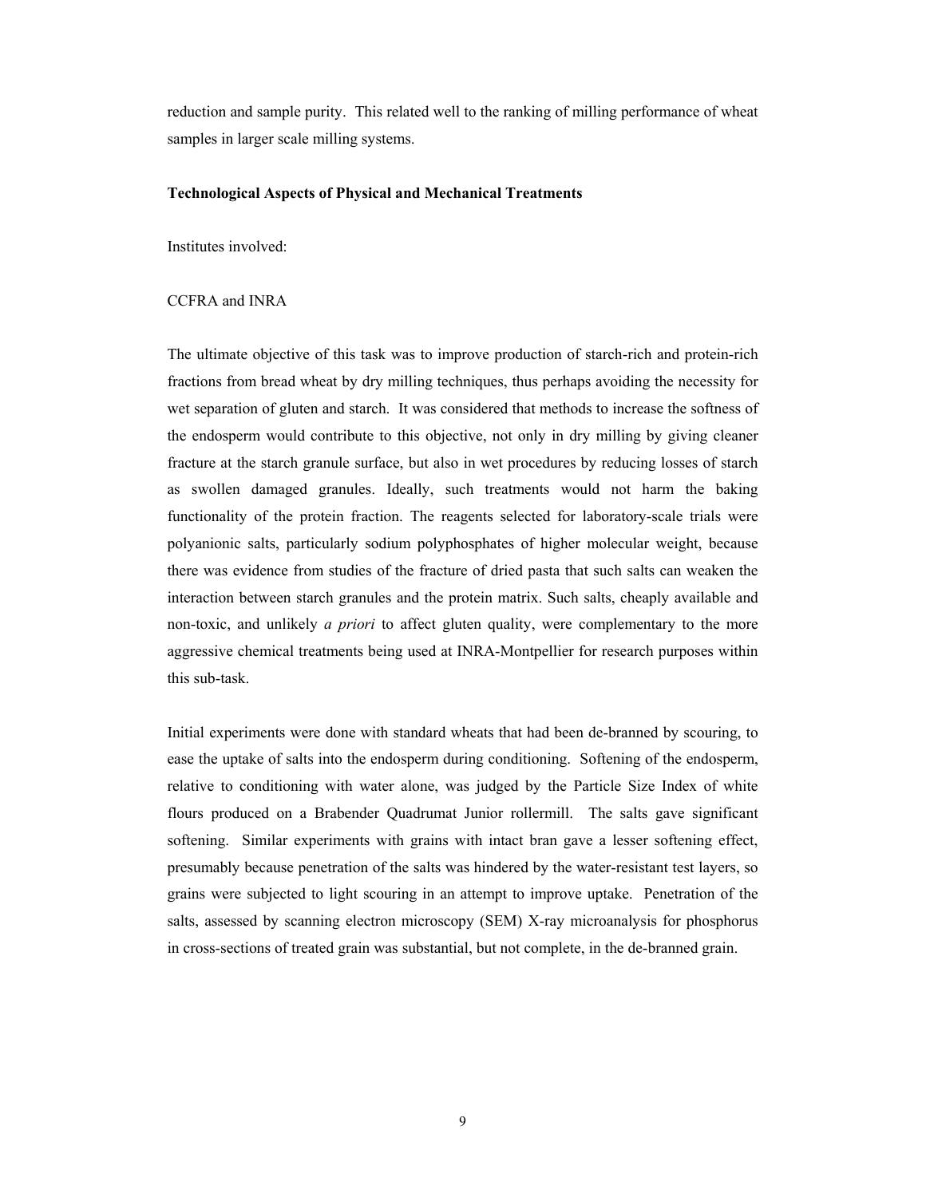reduction and sample purity. This related well to the ranking of milling performance of wheat samples in larger scale milling systems.

**Technological Aspects of Physical and Mechanical Treatments**

Institutes involved:

CCFRA and INRA

The ultimate objective of this task was to improve production of starch-rich and protein-rich fractions from bread wheat by dry milling techniques, thus perhaps avoiding the necessity for wet separation of gluten and starch. It was considered that methods to increase the softness of the endosperm would contribute to this objective, not only in dry milling by giving cleaner fracture at the starch granule surface, but also in wet procedures by reducing losses of starch as swollen damaged granules. Ideally, such treatments would not harm the baking functionality of the protein fraction. The reagents selected for laboratory-scale trials were polyanionic salts, particularly sodium polyphosphates of higher molecular weight, because there was evidence from studies of the fracture of dried pasta that such salts can weaken the interaction between starch granules and the protein matrix. Such salts, cheaply available and non-toxic, and unlikely *a priori* to affect gluten quality, were complementary to the more aggressive chemical treatments being used at INRA-Montpellier for research purposes within this sub-task.

Initial experiments were done with standard wheats that had been de-branned by scouring, to ease the uptake of salts into the endosperm during conditioning. Softening of the endosperm, relative to conditioning with water alone, was judged by the Particle Size Index of white flours produced on a Brabender Quadrumat Junior rollermill. The salts gave significant softening. Similar experiments with grains with intact bran gave a lesser softening effect, presumably because penetration of the salts was hindered by the water-resistant test layers, so grains were subjected to light scouring in an attempt to improve uptake. Penetration of the salts, assessed by scanning electron microscopy (SEM) X-ray microanalysis for phosphorus in cross-sections of treated grain was substantial, but not complete, in the de-branned grain.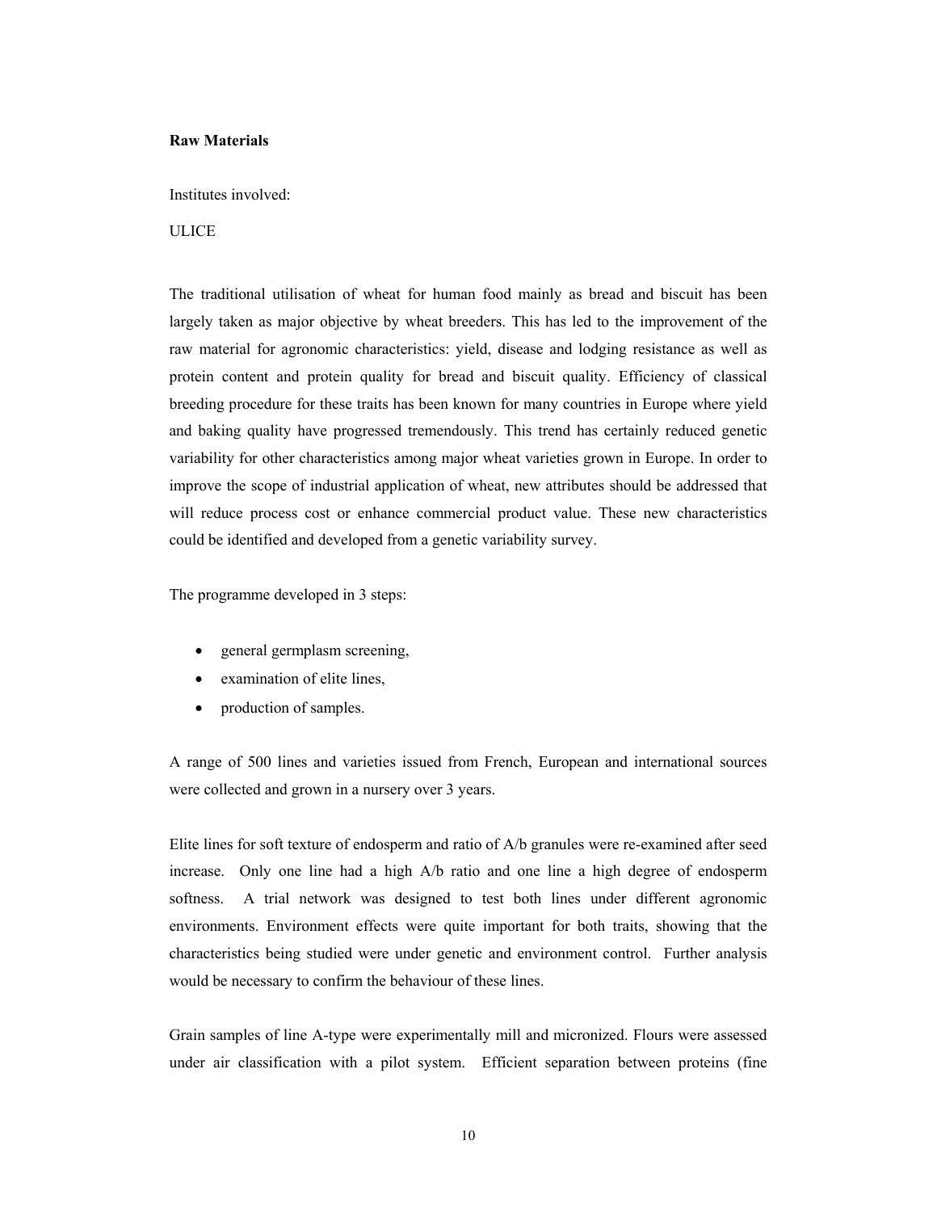**Raw Materials**

Institutes involved:

ULICE

The traditional utilisation of wheat for human food mainly as bread and biscuit has been largely taken as major objective by wheat breeders. This has led to the improvement of the raw material for agronomic characteristics: yield, disease and lodging resistance as well as protein content and protein quality for bread and biscuit quality. Efficiency of classical breeding procedure for these traits has been known for many countries in Europe where yield and baking quality have progressed tremendously. This trend has certainly reduced genetic variability for other characteristics among major wheat varieties grown in Europe. In order to improve the scope of industrial application of wheat, new attributes should be addressed that will reduce process cost or enhance commercial product value. These new characteristics could be identified and developed from a genetic variability survey.

The programme developed in 3 steps:

- general germplasm screening,
- examination of elite lines,
- production of samples.

A range of 500 lines and varieties issued from French, European and international sources were collected and grown in a nursery over 3 years.

Elite lines for soft texture of endosperm and ratio of A/b granules were re-examined after seed increase. Only one line had a high A/b ratio and one line a high degree of endosperm softness. A trial network was designed to test both lines under different agronomic environments. Environment effects were quite important for both traits, showing that the characteristics being studied were under genetic and environment control. Further analysis would be necessary to confirm the behaviour of these lines.

Grain samples of line A-type were experimentally mill and micronized. Flours were assessed under air classification with a pilot system. Efficient separation between proteins (fine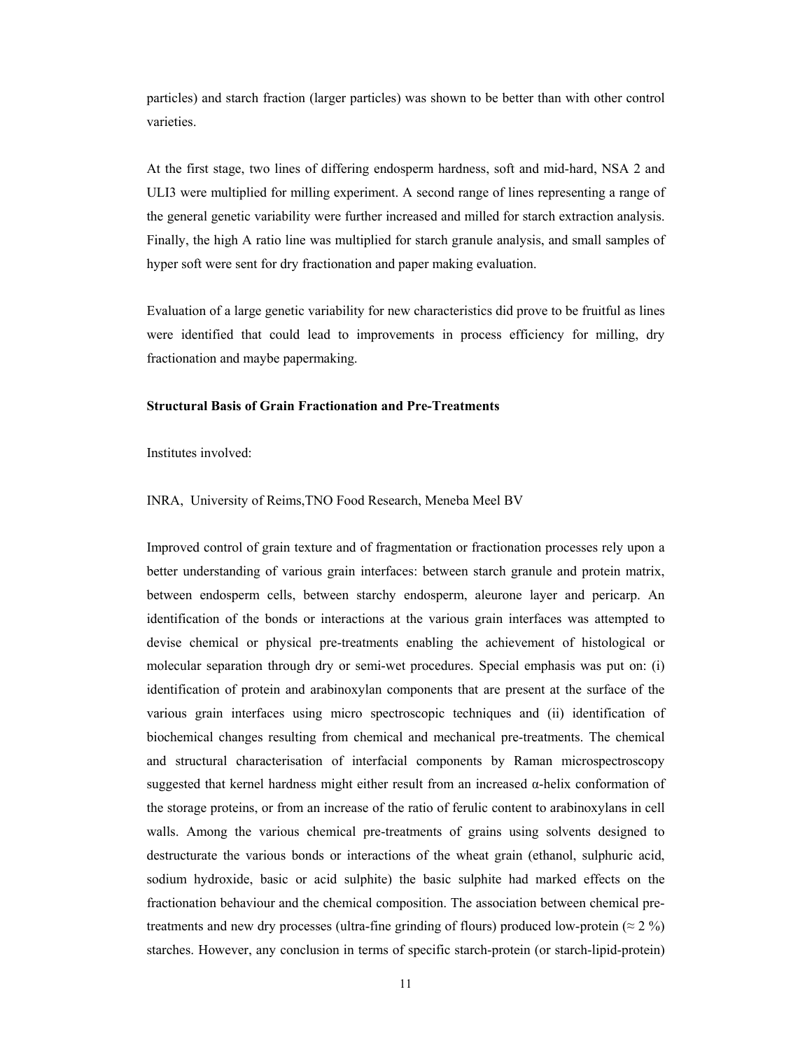particles) and starch fraction (larger particles) was shown to be better than with other control varieties.

At the first stage, two lines of differing endosperm hardness, soft and mid-hard, NSA 2 and ULI3 were multiplied for milling experiment. A second range of lines representing a range of the general genetic variability were further increased and milled for starch extraction analysis. Finally, the high A ratio line was multiplied for starch granule analysis, and small samples of hyper soft were sent for dry fractionation and paper making evaluation.

Evaluation of a large genetic variability for new characteristics did prove to be fruitful as lines were identified that could lead to improvements in process efficiency for milling, dry fractionation and maybe papermaking.

**Structural Basis of Grain Fractionation and Pre-Treatments**

Institutes involved:

INRA, University of Reims,TNO Food Research, Meneba Meel BV

Improved control of grain texture and of fragmentation or fractionation processes rely upon a better understanding of various grain interfaces: between starch granule and protein matrix, between endosperm cells, between starchy endosperm, aleurone layer and pericarp. An identification of the bonds or interactions at the various grain interfaces was attempted to devise chemical or physical pre-treatments enabling the achievement of histological or molecular separation through dry or semi-wet procedures. Special emphasis was put on: (i) identification of protein and arabinoxylan components that are present at the surface of the various grain interfaces using micro spectroscopic techniques and (ii) identification of biochemical changes resulting from chemical and mechanical pre-treatments. The chemical and structural characterisation of interfacial components by Raman microspectroscopy suggested that kernel hardness might either result from an increased α-helix conformation of the storage proteins, or from an increase of the ratio of ferulic content to arabinoxylans in cell walls. Among the various chemical pre-treatments of grains using solvents designed to destructurate the various bonds or interactions of the wheat grain (ethanol, sulphuric acid, sodium hydroxide, basic or acid sulphite) the basic sulphite had marked effects on the fractionation behaviour and the chemical composition. The association between chemical pre-treatments and new dry processes (ultra-fine grinding of flours) produced low-protein (≈ 2 %) starches. However, any conclusion in terms of specific starch-protein (or starch-lipid-protein)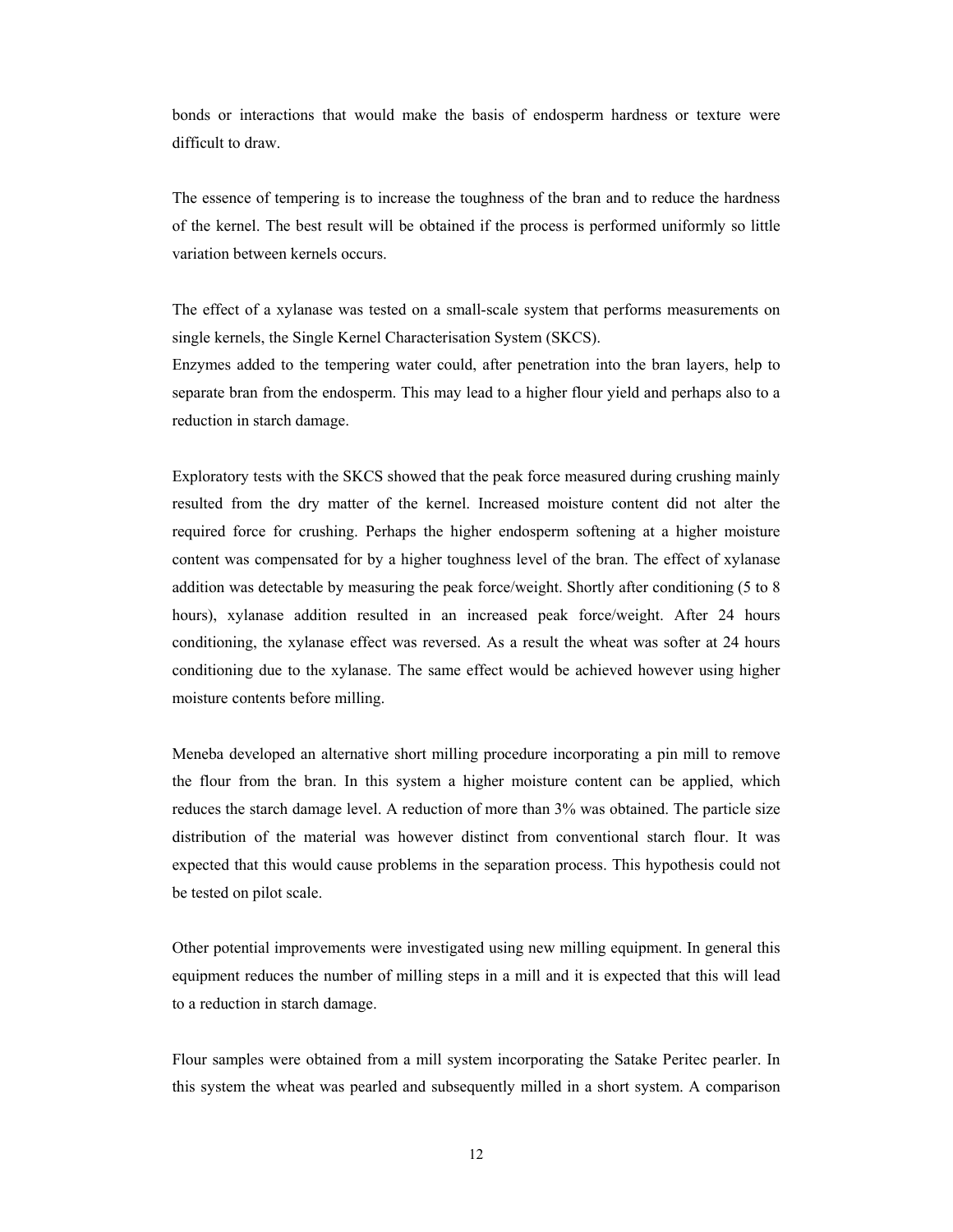bonds or interactions that would make the basis of endosperm hardness or texture were difficult to draw.

The essence of tempering is to increase the toughness of the bran and to reduce the hardness of the kernel. The best result will be obtained if the process is performed uniformly so little variation between kernels occurs.

The effect of a xylanase was tested on a small-scale system that performs measurements on single kernels, the Single Kernel Characterisation System (SKCS).
Enzymes added to the tempering water could, after penetration into the bran layers, help to separate bran from the endosperm. This may lead to a higher flour yield and perhaps also to a reduction in starch damage.

Exploratory tests with the SKCS showed that the peak force measured during crushing mainly resulted from the dry matter of the kernel. Increased moisture content did not alter the required force for crushing. Perhaps the higher endosperm softening at a higher moisture content was compensated for by a higher toughness level of the bran. The effect of xylanase addition was detectable by measuring the peak force/weight. Shortly after conditioning (5 to 8 hours), xylanase addition resulted in an increased peak force/weight. After 24 hours conditioning, the xylanase effect was reversed. As a result the wheat was softer at 24 hours conditioning due to the xylanase. The same effect would be achieved however using higher moisture contents before milling.

Meneba developed an alternative short milling procedure incorporating a pin mill to remove the flour from the bran. In this system a higher moisture content can be applied, which reduces the starch damage level. A reduction of more than 3% was obtained. The particle size distribution of the material was however distinct from conventional starch flour. It was expected that this would cause problems in the separation process. This hypothesis could not be tested on pilot scale.

Other potential improvements were investigated using new milling equipment. In general this equipment reduces the number of milling steps in a mill and it is expected that this will lead to a reduction in starch damage.

Flour samples were obtained from a mill system incorporating the Satake Peritec pearler. In this system the wheat was pearled and subsequently milled in a short system. A comparison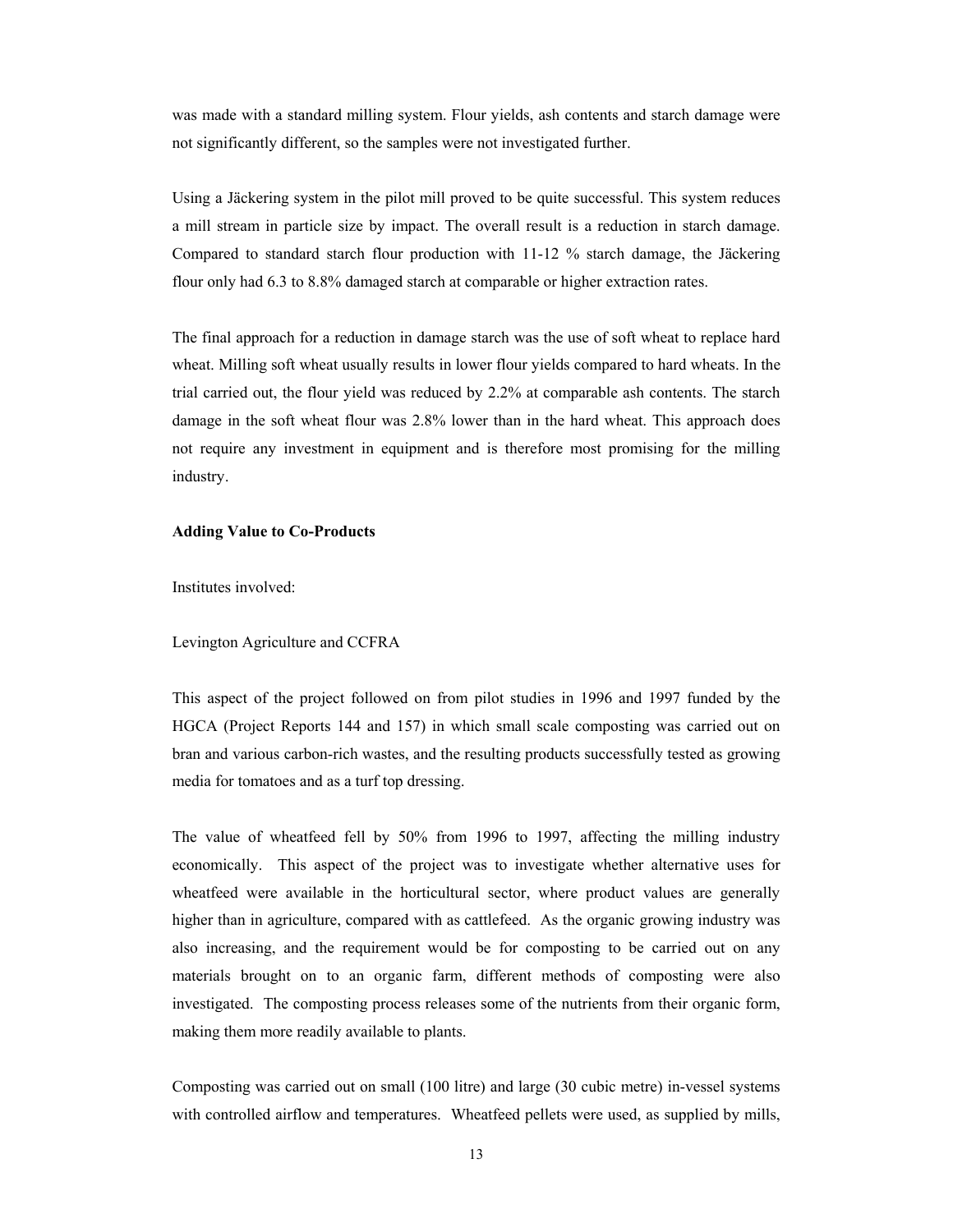was made with a standard milling system. Flour yields, ash contents and starch damage were not significantly different, so the samples were not investigated further.

Using a Jäckering system in the pilot mill proved to be quite successful. This system reduces a mill stream in particle size by impact. The overall result is a reduction in starch damage. Compared to standard starch flour production with 11-12 % starch damage, the Jäckering flour only had 6.3 to 8.8% damaged starch at comparable or higher extraction rates.

The final approach for a reduction in damage starch was the use of soft wheat to replace hard wheat. Milling soft wheat usually results in lower flour yields compared to hard wheats. In the trial carried out, the flour yield was reduced by 2.2% at comparable ash contents. The starch damage in the soft wheat flour was 2.8% lower than in the hard wheat. This approach does not require any investment in equipment and is therefore most promising for the milling industry.

**Adding Value to Co-Products**

Institutes involved:

Levington Agriculture and CCFRA

This aspect of the project followed on from pilot studies in 1996 and 1997 funded by the HGCA (Project Reports 144 and 157) in which small scale composting was carried out on bran and various carbon-rich wastes, and the resulting products successfully tested as growing media for tomatoes and as a turf top dressing.

The value of wheatfeed fell by 50% from 1996 to 1997, affecting the milling industry economically. This aspect of the project was to investigate whether alternative uses for wheatfeed were available in the horticultural sector, where product values are generally higher than in agriculture, compared with as cattlefeed. As the organic growing industry was also increasing, and the requirement would be for composting to be carried out on any materials brought on to an organic farm, different methods of composting were also investigated. The composting process releases some of the nutrients from their organic form, making them more readily available to plants.

Composting was carried out on small (100 litre) and large (30 cubic metre) in-vessel systems with controlled airflow and temperatures. Wheatfeed pellets were used, as supplied by mills,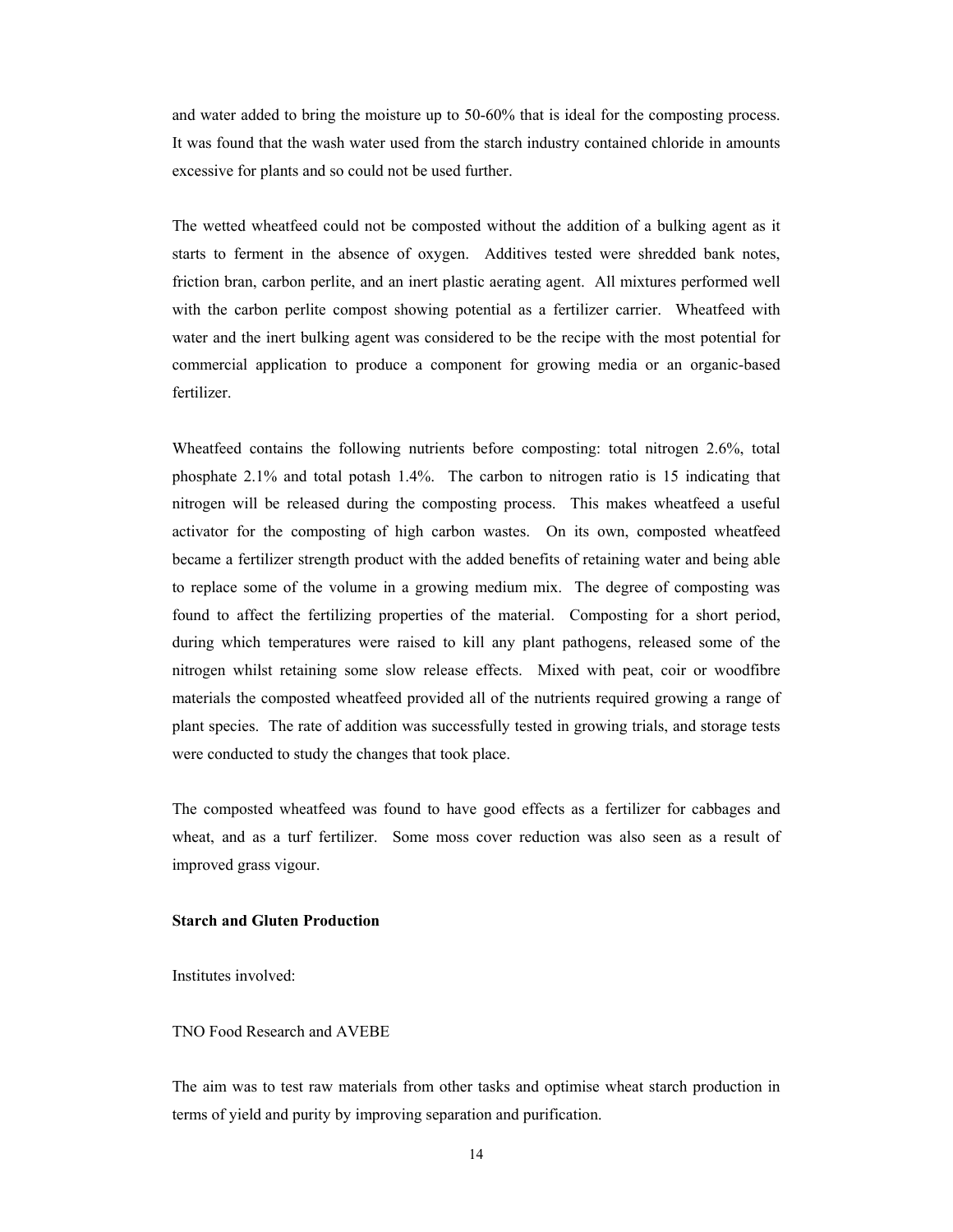and water added to bring the moisture up to 50-60% that is ideal for the composting process. It was found that the wash water used from the starch industry contained chloride in amounts excessive for plants and so could not be used further.

The wetted wheatfeed could not be composted without the addition of a bulking agent as it starts to ferment in the absence of oxygen. Additives tested were shredded bank notes, friction bran, carbon perlite, and an inert plastic aerating agent. All mixtures performed well with the carbon perlite compost showing potential as a fertilizer carrier. Wheatfeed with water and the inert bulking agent was considered to be the recipe with the most potential for commercial application to produce a component for growing media or an organic-based fertilizer.

Wheatfeed contains the following nutrients before composting: total nitrogen 2.6%, total phosphate 2.1% and total potash 1.4%. The carbon to nitrogen ratio is 15 indicating that nitrogen will be released during the composting process. This makes wheatfeed a useful activator for the composting of high carbon wastes. On its own, composted wheatfeed became a fertilizer strength product with the added benefits of retaining water and being able to replace some of the volume in a growing medium mix. The degree of composting was found to affect the fertilizing properties of the material. Composting for a short period, during which temperatures were raised to kill any plant pathogens, released some of the nitrogen whilst retaining some slow release effects. Mixed with peat, coir or woodfibre materials the composted wheatfeed provided all of the nutrients required growing a range of plant species. The rate of addition was successfully tested in growing trials, and storage tests were conducted to study the changes that took place.

The composted wheatfeed was found to have good effects as a fertilizer for cabbages and wheat, and as a turf fertilizer. Some moss cover reduction was also seen as a result of improved grass vigour.

**Starch and Gluten Production**

Institutes involved:

TNO Food Research and AVEBE

The aim was to test raw materials from other tasks and optimise wheat starch production in terms of yield and purity by improving separation and purification.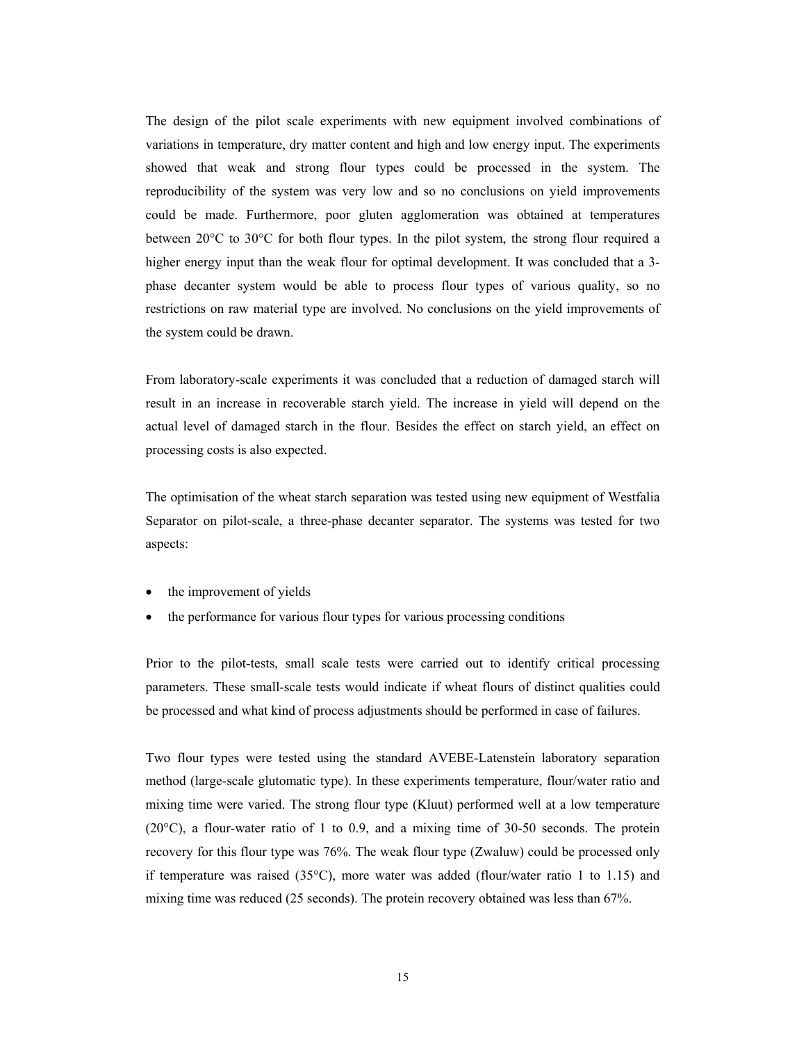The design of the pilot scale experiments with new equipment involved combinations of variations in temperature, dry matter content and high and low energy input. The experiments showed that weak and strong flour types could be processed in the system. The reproducibility of the system was very low and so no conclusions on yield improvements could be made. Furthermore, poor gluten agglomeration was obtained at temperatures between 20°C to 30°C for both flour types. In the pilot system, the strong flour required a higher energy input than the weak flour for optimal development. It was concluded that a 3-phase decanter system would be able to process flour types of various quality, so no restrictions on raw material type are involved. No conclusions on the yield improvements of the system could be drawn.

From laboratory-scale experiments it was concluded that a reduction of damaged starch will result in an increase in recoverable starch yield. The increase in yield will depend on the actual level of damaged starch in the flour. Besides the effect on starch yield, an effect on processing costs is also expected.

The optimisation of the wheat starch separation was tested using new equipment of Westfalia Separator on pilot-scale, a three-phase decanter separator. The systems was tested for two aspects:

- the improvement of yields
- the performance for various flour types for various processing conditions

Prior to the pilot-tests, small scale tests were carried out to identify critical processing parameters. These small-scale tests would indicate if wheat flours of distinct qualities could be processed and what kind of process adjustments should be performed in case of failures.

Two flour types were tested using the standard AVEBE-Latenstein laboratory separation method (large-scale glutomatic type). In these experiments temperature, flour/water ratio and mixing time were varied. The strong flour type (Kluut) performed well at a low temperature (20°C), a flour-water ratio of 1 to 0.9, and a mixing time of 30-50 seconds. The protein recovery for this flour type was 76%. The weak flour type (Zwaluw) could be processed only if temperature was raised (35°C), more water was added (flour/water ratio 1 to 1.15) and mixing time was reduced (25 seconds). The protein recovery obtained was less than 67%.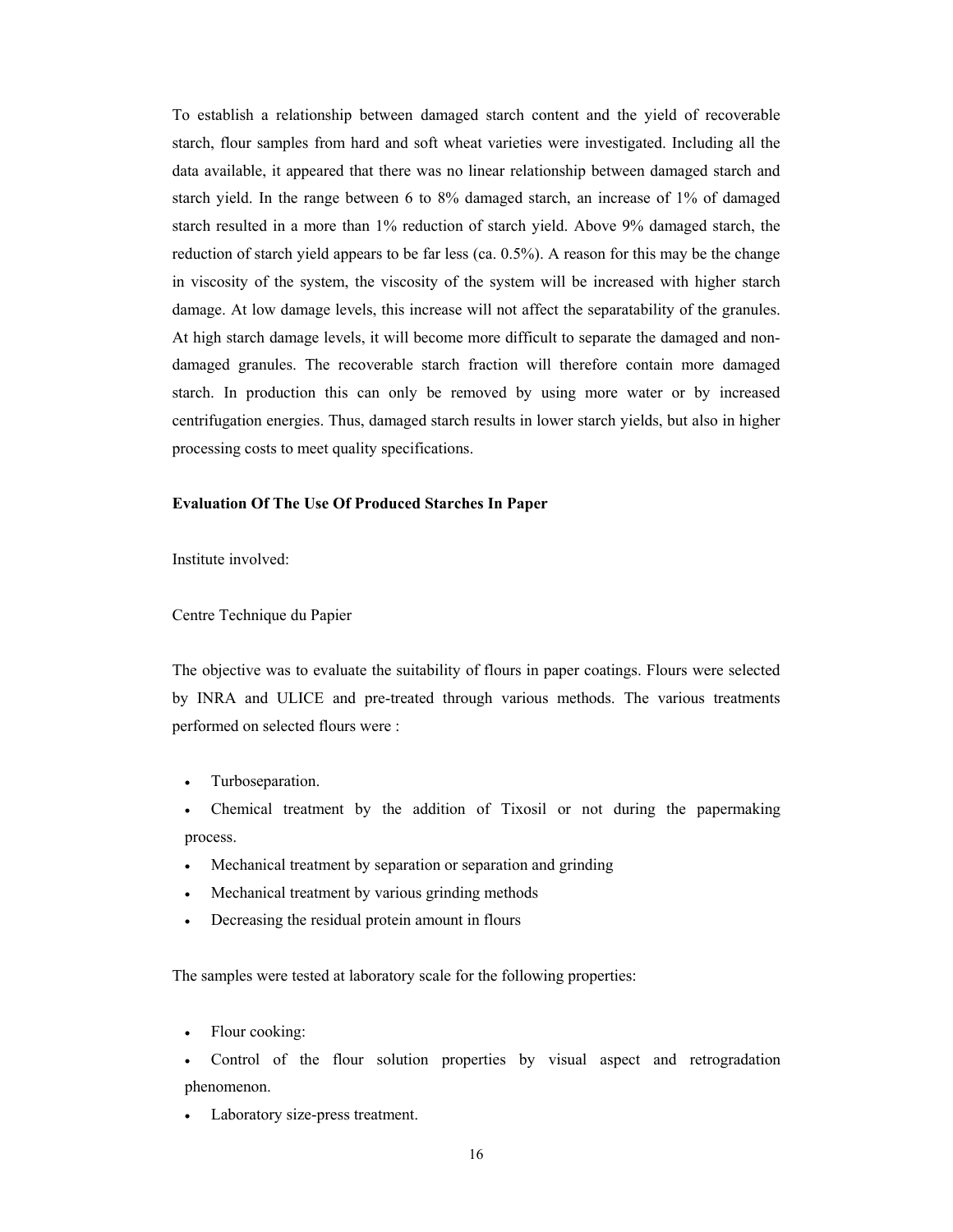To establish a relationship between damaged starch content and the yield of recoverable starch, flour samples from hard and soft wheat varieties were investigated. Including all the data available, it appeared that there was no linear relationship between damaged starch and starch yield. In the range between 6 to 8% damaged starch, an increase of 1% of damaged starch resulted in a more than 1% reduction of starch yield. Above 9% damaged starch, the reduction of starch yield appears to be far less (ca. 0.5%). A reason for this may be the change in viscosity of the system, the viscosity of the system will be increased with higher starch damage. At low damage levels, this increase will not affect the separatability of the granules. At high starch damage levels, it will become more difficult to separate the damaged and non-damaged granules. The recoverable starch fraction will therefore contain more damaged starch. In production this can only be removed by using more water or by increased centrifugation energies. Thus, damaged starch results in lower starch yields, but also in higher processing costs to meet quality specifications.

**Evaluation Of The Use Of Produced Starches In Paper**

Institute involved:

Centre Technique du Papier

The objective was to evaluate the suitability of flours in paper coatings. Flours were selected by INRA and ULICE and pre-treated through various methods. The various treatments performed on selected flours were :

- Turboseparation.
- Chemical treatment by the addition of Tixosil or not during the papermaking process.
- Mechanical treatment by separation or separation and grinding
- Mechanical treatment by various grinding methods
- Decreasing the residual protein amount in flours

The samples were tested at laboratory scale for the following properties:

- Flour cooking:
- Control of the flour solution properties by visual aspect and retrogradation phenomenon.
- Laboratory size-press treatment.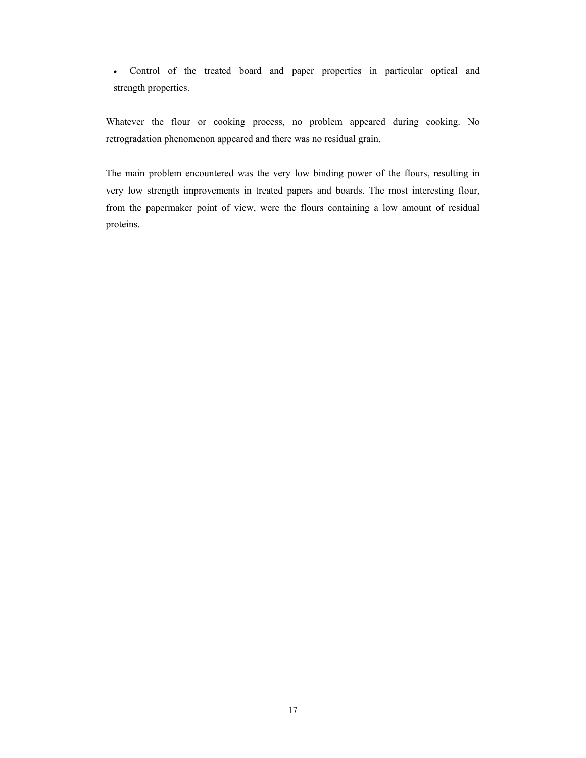- Control of the treated board and paper properties in particular optical and strength properties.

Whatever the flour or cooking process, no problem appeared during cooking. No retrogradation phenomenon appeared and there was no residual grain.

The main problem encountered was the very low binding power of the flours, resulting in very low strength improvements in treated papers and boards. The most interesting flour, from the papermaker point of view, were the flours containing a low amount of residual proteins.